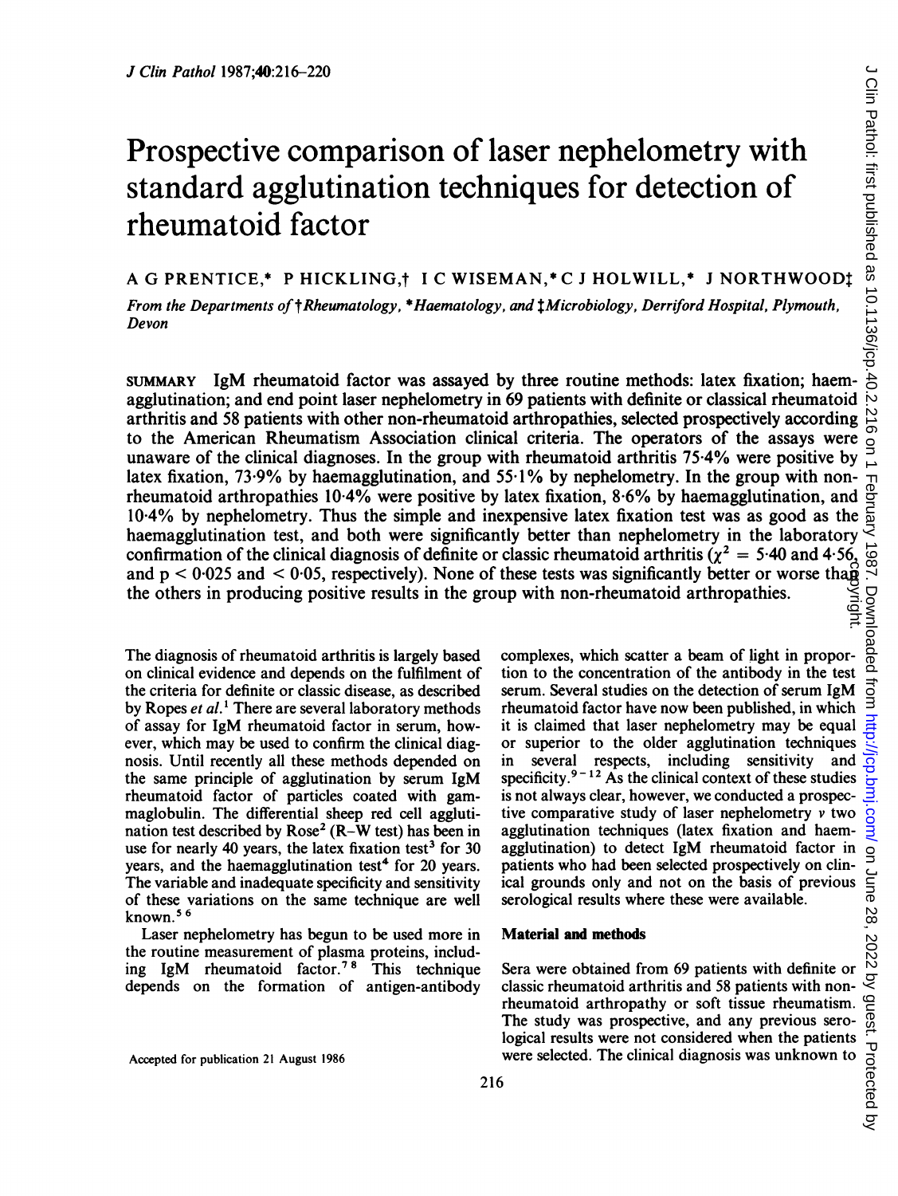# Prospective comparison of laser nephelometry with standard agglutination techniques for detection of rheumatoid factor

A G PRENTICE,* P HICKLING,† I C WISEMAN,* C J HOLWILL,* J NORTHWOOD‡

*From the Departments of †Rheumatology, \*Haematology, and ‡Microbiology, Derriford Hospital, Plymouth, Devon*

SUMMARY IgM rheumatoid factor was assayed by three routine methods: latex fixation; haemagglutination; and end point laser nephelometry in 69 patients with definite or classical rheumatoid arthritis and 58 patients with other non-rheumatoid arthropathies, selected prospectively according to the American Rheumatism Association clinical criteria. The operators of the assays were unaware of the clinical diagnoses. In the group with rheumatoid arthritis 75·4% were positive by latex fixation, 73·9% by haemagglutination, and 55·1% by nephelometry. In the group with non-rheumatoid arthropathies 10·4% were positive by latex fixation, 8·6% by haemagglutination, and 10·4% by nephelometry. Thus the simple and inexpensive latex fixation test was as good as the haemagglutination test, and both were significantly better than nephelometry in the laboratory confirmation of the clinical diagnosis of definite or classic rheumatoid arthritis ($\chi^2 = 5{\cdot}40$ and $4{\cdot}56$, and $p < 0{\cdot}025$ and $< 0{\cdot}05$, respectively). None of these tests was significantly better or worse than the others in producing positive results in the group with non-rheumatoid arthropathies.

The diagnosis of rheumatoid arthritis is largely based on clinical evidence and depends on the fulfilment of the criteria for definite or classic disease, as described by Ropes *et al.*[1] There are several laboratory methods of assay for IgM rheumatoid factor in serum, however, which may be used to confirm the clinical diagnosis. Until recently all these methods depended on the same principle of agglutination by serum IgM rheumatoid factor of particles coated with gammaglobulin. The differential sheep red cell agglutination test described by Rose[2] (R–W test) has been in use for nearly 40 years, the latex fixation test[3] for 30 years, and the haemagglutination test[4] for 20 years. The variable and inadequate specificity and sensitivity of these variations on the same technique are well known.[5 6]

Laser nephelometry has begun to be used more in the routine measurement of plasma proteins, including IgM rheumatoid factor.[7 8] This technique depends on the formation of antigen-antibody complexes, which scatter a beam of light in proportion to the concentration of the antibody in the test serum. Several studies on the detection of serum IgM rheumatoid factor have now been published, in which it is claimed that laser nephelometry may be equal or superior to the older agglutination techniques in several respects, including sensitivity and specificity.[9–12] As the clinical context of these studies is not always clear, however, we conducted a prospective comparative study of laser nephelometry *v* two agglutination techniques (latex fixation and haemagglutination) to detect IgM rheumatoid factor in patients who had been selected prospectively on clinical grounds only and not on the basis of previous serological results where these were available.

## Material and methods

Sera were obtained from 69 patients with definite or classic rheumatoid arthritis and 58 patients with non-rheumatoid arthropathy or soft tissue rheumatism. The study was prospective, and any previous serological results were not considered when the patients were selected. The clinical diagnosis was unknown to

Accepted for publication 21 August 1986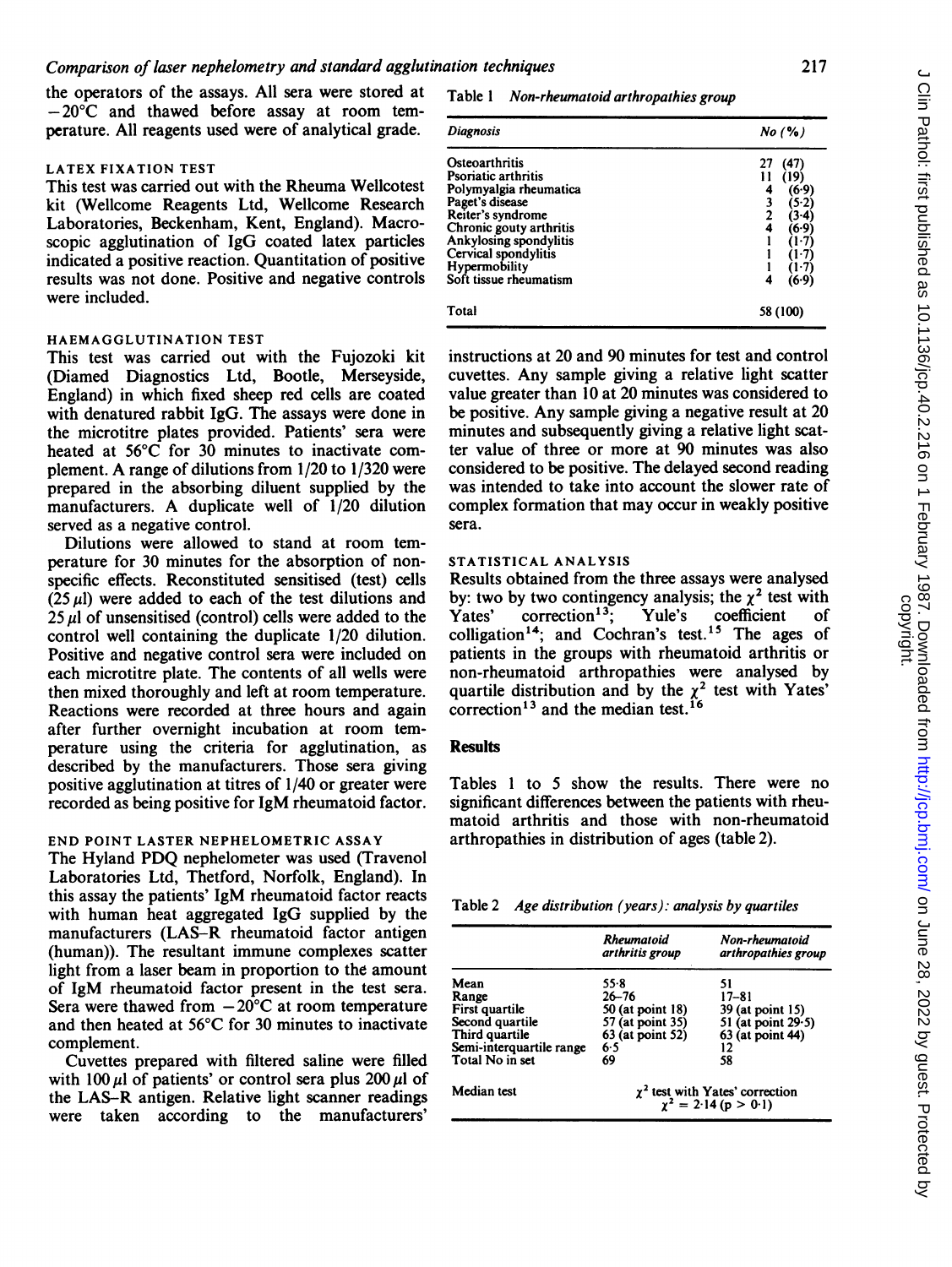the operators of the assays. All sera were stored at $-20°C$ and thawed before assay at room temperature. All reagents used were of analytical grade.

### LATEX FIXATION TEST

This test was carried out with the Rheuma Wellcotest kit (Wellcome Reagents Ltd, Wellcome Research Laboratories, Beckenham, Kent, England). Macroscopic agglutination of IgG coated latex particles indicated a positive reaction. Quantitation of positive results was not done. Positive and negative controls were included.

### HAEMAGGLUTINATION TEST

This test was carried out with the Fujozoki kit (Diamed Diagnostics Ltd, Bootle, Merseyside, England) in which fixed sheep red cells are coated with denatured rabbit IgG. The assays were done in the microtitre plates provided. Patients' sera were heated at 56°C for 30 minutes to inactivate complement. A range of dilutions from 1/20 to 1/320 were prepared in the absorbing diluent supplied by the manufacturers. A duplicate well of 1/20 dilution served as a negative control.

Dilutions were allowed to stand at room temperature for 30 minutes for the absorption of non-specific effects. Reconstituted sensitised (test) cells (25 $\mu l$) were added to each of the test dilutions and 25 $\mu l$ of unsensitised (control) cells were added to the control well containing the duplicate 1/20 dilution. Positive and negative control sera were included on each microtitre plate. The contents of all wells were then mixed thoroughly and left at room temperature. Reactions were recorded at three hours and again after further overnight incubation at room temperature using the criteria for agglutination, as described by the manufacturers. Those sera giving positive agglutination at titres of 1/40 or greater were recorded as being positive for IgM rheumatoid factor.

### END POINT LASTER NEPHELOMETRIC ASSAY

The Hyland PDQ nephelometer was used (Travenol Laboratories Ltd, Thetford, Norfolk, England). In this assay the patients' IgM rheumatoid factor reacts with human heat aggregated IgG supplied by the manufacturers (LAS–R rheumatoid factor antigen (human)). The resultant immune complexes scatter light from a laser beam in proportion to the amount of IgM rheumatoid factor present in the test sera. Sera were thawed from $-20°C$ at room temperature and then heated at 56°C for 30 minutes to inactivate complement.

Cuvettes prepared with filtered saline were filled with 100 $\mu l$ of patients' or control sera plus 200 $\mu l$ of the LAS–R antigen. Relative light scanner readings were taken according to the manufacturers' instructions at 20 and 90 minutes for test and control cuvettes. Any sample giving a relative light scatter value greater than 10 at 20 minutes was considered to be positive. Any sample giving a negative result at 20 minutes and subsequently giving a relative light scatter value of three or more at 90 minutes was also considered to be positive. The delayed second reading was intended to take into account the slower rate of complex formation that may occur in weakly positive sera.

Table 1 *Non-rheumatoid arthropathies group*

| Diagnosis | No (%) |
|---|---|
| Osteoarthritis | 27 (47) |
| Psoriatic arthritis | 11 (19) |
| Polymyalgia rheumatica | 4 (6·9) |
| Paget's disease | 3 (5·2) |
| Reiter's syndrome | 2 (3·4) |
| Chronic gouty arthritis | 4 (6·9) |
| Ankylosing spondylitis | 1 (1·7) |
| Cervical spondylitis | 1 (1·7) |
| Hypermobility | 1 (1·7) |
| Soft tissue rheumatism | 4 (6·9) |
| Total | 58 (100) |

### STATISTICAL ANALYSIS

Results obtained from the three assays were analysed by: two by two contingency analysis; the $\chi^2$ test with Yates' correction[13]; Yule's coefficient of colligation[14]; and Cochran's test.[15] The ages of patients in the groups with rheumatoid arthritis or non-rheumatoid arthropathies were analysed by quartile distribution and by the $\chi^2$ test with Yates' correction[13] and the median test.[16]

## Results

Tables 1 to 5 show the results. There were no significant differences between the patients with rheumatoid arthritis and those with non-rheumatoid arthropathies in distribution of ages (table 2).

Table 2 *Age distribution (years): analysis by quartiles*

| | Rheumatoid arthritis group | Non-rheumatoid arthropathies group |
|---|---|---|
| Mean | 55·8 | 51 |
| Range | 26–76 | 17–81 |
| First quartile | 50 (at point 18) | 39 (at point 15) |
| Second quartile | 57 (at point 35) | 51 (at point 29·5) |
| Third quartile | 63 (at point 52) | 63 (at point 44) |
| Semi-interquartile range | 6·5 | 12 |
| Total No in set | 69 | 58 |
| Median test | $\chi^2$ test with Yates' correction $\chi^2 = 2{\cdot}14$ ($p > 0{\cdot}1$) | |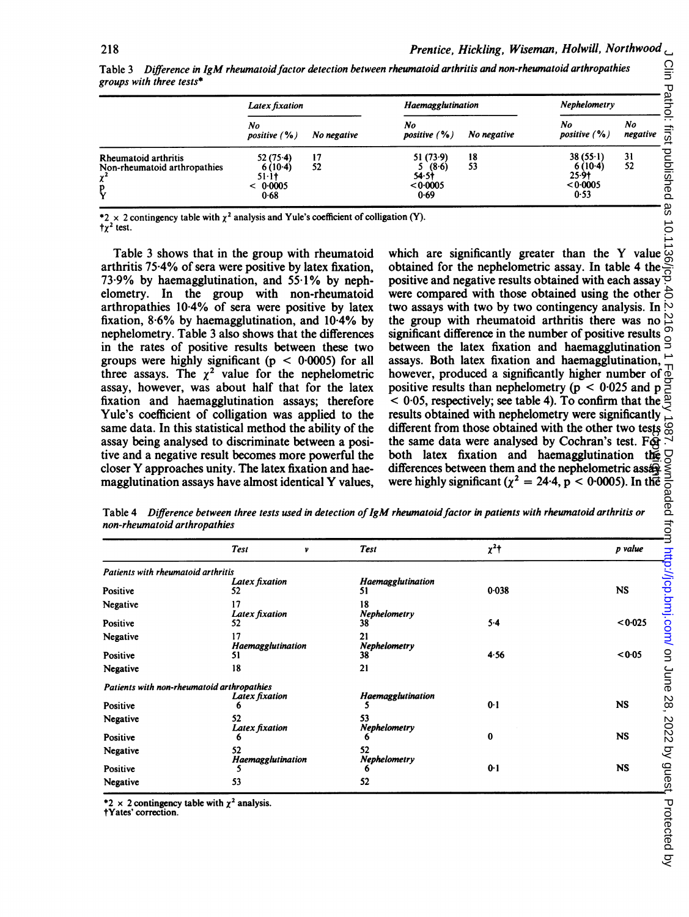Table 3 *Difference in IgM rheumatoid factor detection between rheumatoid arthritis and non-rheumatoid arthropathies groups with three tests**

| | *Latex fixation* | | *Haemagglutination* | | *Nephelometry* | |
|---|---|---|---|---|---|---|
| | *No positive (%)* | *No negative* | *No positive (%)* | *No negative* | *No positive (%)* | *No negative* |
| Rheumatoid arthritis | 52 (75·4) | 17 | 51 (73·9) | 18 | 38 (55·1) | 31 |
| Non-rheumatoid arthropathies | 6 (10·4) | 52 | 5 (8·6) | 53 | 6 (10·4) | 52 |
| $\chi^2$ | 51·1† | | 54·5† | | 25·9† | |
| p | < 0·0005 | | < 0·0005 | | < 0·0005 | |
| Y | 0·68 | | 0·69 | | 0·53 | |

*2 × 2 contingency table with $\chi^2$ analysis and Yule's coefficient of colligation (Y).
†$\chi^2$ test.

Table 3 shows that in the group with rheumatoid arthritis 75·4% of sera were positive by latex fixation, 73·9% by haemagglutination, and 55·1% by nephelometry. In the group with non-rheumatoid arthropathies 10·4% of sera were positive by latex fixation, 8·6% by haemagglutination, and 10·4% by nephelometry. Table 3 also shows that the differences in the rates of positive results between these two groups were highly significant ($p < 0·0005$) for all three assays. The $\chi^2$ value for the nephelometric assay, however, was about half that for the latex fixation and haemagglutination assays; therefore Yule's coefficient of colligation was applied to the same data. In this statistical method the ability of the assay being analysed to discriminate between a positive and a negative result becomes more powerful the closer Y approaches unity. The latex fixation and haemagglutination assays have almost identical Y values, which are significantly greater than the Y value obtained for the nephelometric assay. In table 4 the positive and negative results obtained with each assay were compared with those obtained using the other two assays with two by two contingency analysis. In the group with rheumatoid arthritis there was no significant difference in the number of positive results between the latex fixation and haemagglutination assays. Both latex fixation and haemagglutination, however, produced a significantly higher number of positive results than nephelometry ($p < 0·025$ and $p < 0·05$, respectively; see table 4). To confirm that the results obtained with nephelometry were significantly different from those obtained with the other two tests the same data were analysed by Cochran's test. For both latex fixation and haemagglutination the differences between them and the nephelometric assay were highly significant ($\chi^2 = 24·4$, $p < 0·0005$). In the

Table 4 *Difference between three tests used in detection of IgM rheumatoid factor in patients with rheumatoid arthritis or non-rheumatoid arthropathies*

| | *Test* | *v* | *Test* | $\chi^2$† | *p value* |
|---|---|---|---|---|---|
| *Patients with rheumatoid arthritis* | | | | | |
| | *Latex fixation* | | *Haemagglutination* | | |
| Positive | 52 | | 51 | 0·038 | NS |
| Negative | 17 | | 18 | | |
| | *Latex fixation* | | *Nephelometry* | | |
| Positive | 52 | | 38 | 5·4 | <0·025 |
| Negative | 17 | | 21 | | |
| | *Haemagglutination* | | *Nephelometry* | | |
| Positive | 51 | | 38 | 4·56 | <0·05 |
| Negative | 18 | | 21 | | |
| *Patients with non-rheumatoid arthropathies* | | | | | |
| | *Latex fixation* | | *Haemagglutination* | | |
| Positive | 6 | | 5 | 0·1 | NS |
| Negative | 52 | | 53 | | |
| | *Latex fixation* | | *Nephelometry* | | |
| Positive | 6 | | 6 | 0 | NS |
| Negative | 52 | | 52 | | |
| | *Haemagglutination* | | *Nephelometry* | | |
| Positive | 5 | | 6 | 0·1 | NS |
| Negative | 53 | | 52 | | |

*2 × 2 contingency table with $\chi^2$ analysis.
†Yates' correction.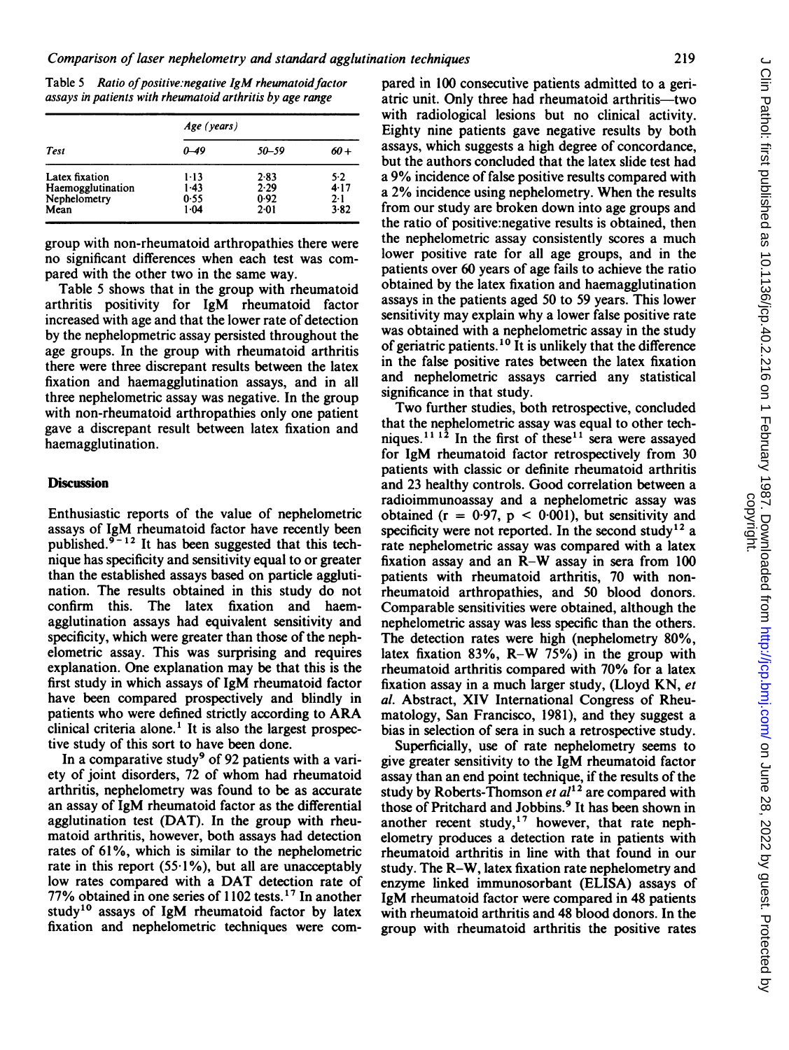Table 5 *Ratio of positive:negative IgM rheumatoid factor assays in patients with rheumatoid arthritis by age range*

| Test | Age (years) | | |
|---|---|---|---|
| | 0–49 | 50–59 | 60+ |
| Latex fixation | 1·13 | 2·83 | 5·2 |
| Haemogglutination | 1·43 | 2·29 | 4·17 |
| Nephelometry | 0·55 | 0·92 | 2·1 |
| Mean | 1·04 | 2·01 | 3·82 |

group with non-rheumatoid arthropathies there were no significant differences when each test was compared with the other two in the same way.

Table 5 shows that in the group with rheumatoid arthritis positivity for IgM rheumatoid factor increased with age and that the lower rate of detection by the nephelopmetric assay persisted throughout the age groups. In the group with rheumatoid arthritis there were three discrepant results between the latex fixation and haemagglutination assays, and in all three nephelometric assay was negative. In the group with non-rheumatoid arthropathies only one patient gave a discrepant result between latex fixation and haemagglutination.

## Discussion

Enthusiastic reports of the value of nephelometric assays of IgM rheumatoid factor have recently been published.[9–12] It has been suggested that this technique has specificity and sensitivity equal to or greater than the established assays based on particle agglutination. The results obtained in this study do not confirm this. The latex fixation and haemagglutination assays had equivalent sensitivity and specificity, which were greater than those of the nephelometric assay. This was surprising and requires explanation. One explanation may be that this is the first study in which assays of IgM rheumatoid factor have been compared prospectively and blindly in patients who were defined strictly according to ARA clinical criteria alone.[1] It is also the largest prospective study of this sort to have been done.

In a comparative study[9] of 92 patients with a variety of joint disorders, 72 of whom had rheumatoid arthritis, nephelometry was found to be as accurate an assay of IgM rheumatoid factor as the differential agglutination test (DAT). In the group with rheumatoid arthritis, however, both assays had detection rates of 61%, which is similar to the nephelometric rate in this report (55·1%), but all are unacceptably low rates compared with a DAT detection rate of 77% obtained in one series of 1102 tests.[17] In another study[10] assays of IgM rheumatoid factor by latex fixation and nephelometric techniques were compared in 100 consecutive patients admitted to a geriatric unit. Only three had rheumatoid arthritis—two with radiological lesions but no clinical activity. Eighty nine patients gave negative results by both assays, which suggests a high degree of concordance, but the authors concluded that the latex slide test had a 9% incidence of false positive results compared with a 2% incidence using nephelometry. When the results from our study are broken down into age groups and the ratio of positive:negative results is obtained, then the nephelometric assay consistently scores a much lower positive rate for all age groups, and in the patients over 60 years of age fails to achieve the ratio obtained by the latex fixation and haemagglutination assays in the patients aged 50 to 59 years. This lower sensitivity may explain why a lower false positive rate was obtained with a nephelometric assay in the study of geriatric patients.[10] It is unlikely that the difference in the false positive rates between the latex fixation and nephelometric assays carried any statistical significance in that study.

Two further studies, both retrospective, concluded that the nephelometric assay was equal to other techniques.[11 12] In the first of these[11] sera were assayed for IgM rheumatoid factor retrospectively from 30 patients with classic or definite rheumatoid arthritis and 23 healthy controls. Good correlation between a radioimmunoassay and a nephelometric assay was obtained ($r = 0·97$, $p < 0·001$), but sensitivity and specificity were not reported. In the second study[12] a rate nephelometric assay was compared with a latex fixation assay and an R–W assay in sera from 100 patients with rheumatoid arthritis, 70 with non-rheumatoid arthropathies, and 50 blood donors. Comparable sensitivities were obtained, although the nephelometric assay was less specific than the others. The detection rates were high (nephelometry 80%, latex fixation 83%, R–W 75%) in the group with rheumatoid arthritis compared with 70% for a latex fixation assay in a much larger study, (Lloyd KN, *et al.* Abstract, XIV International Congress of Rheumatology, San Francisco, 1981), and they suggest a bias in selection of sera in such a retrospective study.

Superficially, use of rate nephelometry seems to give greater sensitivity to the IgM rheumatoid factor assay than an end point technique, if the results of the study by Roberts-Thomson *et al*[12] are compared with those of Pritchard and Jobbins.[9] It has been shown in another recent study,[17] however, that rate nephelometry produces a detection rate in patients with rheumatoid arthritis in line with that found in our study. The R–W, latex fixation rate nephelometry and enzyme linked immunosorbant (ELISA) assays of IgM rheumatoid factor were compared in 48 patients with rheumatoid arthritis and 48 blood donors. In the group with rheumatoid arthritis the positive rates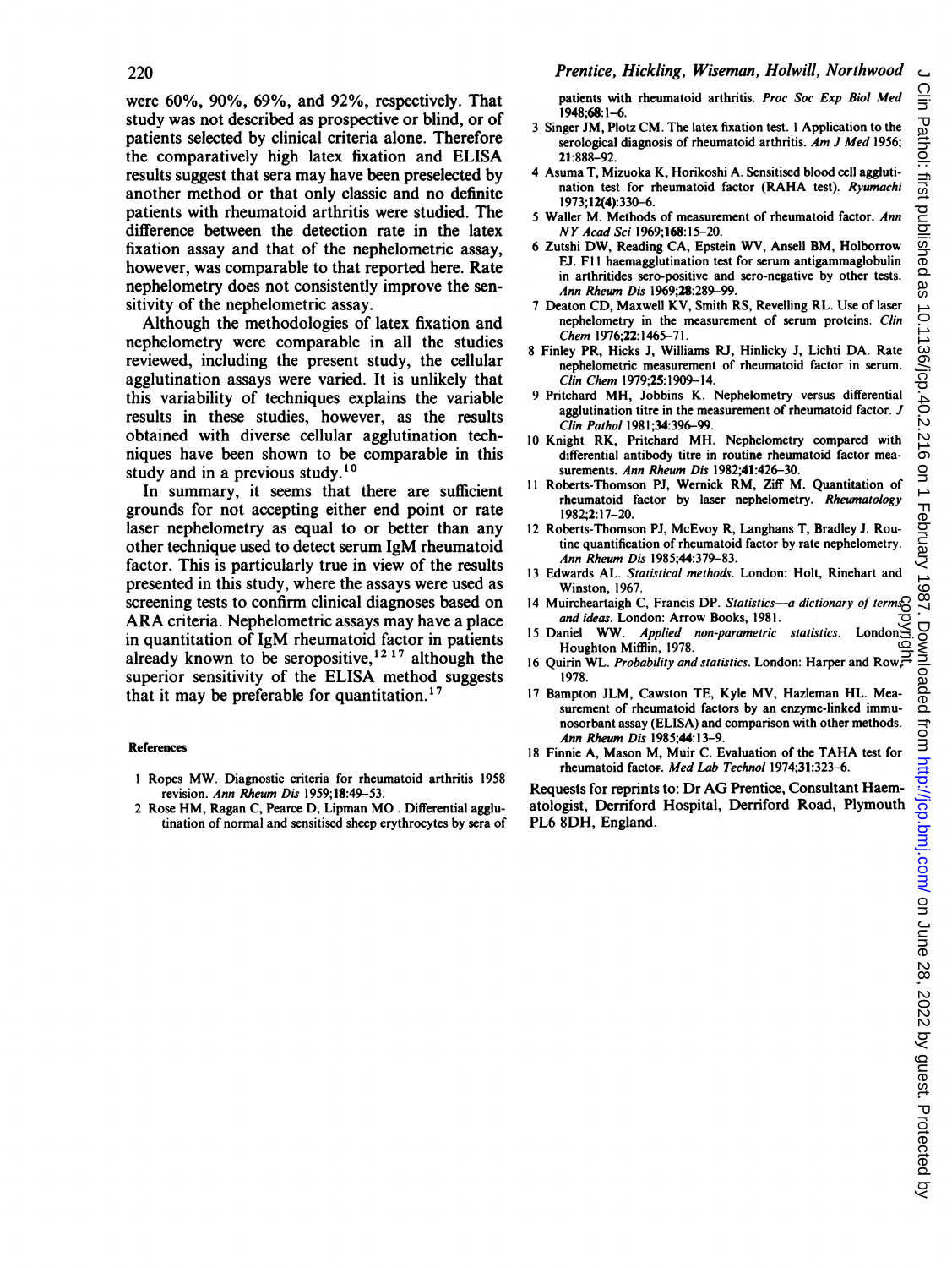were 60%, 90%, 69%, and 92%, respectively. That study was not described as prospective or blind, or of patients selected by clinical criteria alone. Therefore the comparatively high latex fixation and ELISA results suggest that sera may have been preselected by another method or that only classic and no definite patients with rheumatoid arthritis were studied. The difference between the detection rate in the latex fixation assay and that of the nephelometric assay, however, was comparable to that reported here. Rate nephelometry does not consistently improve the sensitivity of the nephelometric assay.

Although the methodologies of latex fixation and nephelometry were comparable in all the studies reviewed, including the present study, the cellular agglutination assays were varied. It is unlikely that this variability of techniques explains the variable results in these studies, however, as the results obtained with diverse cellular agglutination techniques have been shown to be comparable in this study and in a previous study.[10]

In summary, it seems that there are sufficient grounds for not accepting either end point or rate laser nephelometry as equal to or better than any other technique used to detect serum IgM rheumatoid factor. This is particularly true in view of the results presented in this study, where the assays were used as screening tests to confirm clinical diagnoses based on ARA criteria. Nephelometric assays may have a place in quantitation of IgM rheumatoid factor in patients already known to be seropositive,[12 17] although the superior sensitivity of the ELISA method suggests that it may be preferable for quantitation.[17]

#### References

1 Ropes MW. Diagnostic criteria for rheumatoid arthritis 1958 revision. *Ann Rheum Dis* 1959;**18**:49–53.

2 Rose HM, Ragan C, Pearce D, Lipman MO. Differential agglutination of normal and sensitised sheep erythrocytes by sera of patients with rheumatoid arthritis. *Proc Soc Exp Biol Med* 1948;**68**:1–6.

3 Singer JM, Plotz CM. The latex fixation test. 1 Application to the serological diagnosis of rheumatoid arthritis. *Am J Med* 1956; **21**:888–92.

4 Asuma T, Mizuoka K, Horikoshi A. Sensitised blood cell agglutination test for rheumatoid factor (RAHA test). *Ryumachi* 1973;**12(4)**:330–6.

5 Waller M. Methods of measurement of rheumatoid factor. *Ann NY Acad Sci* 1969;**168**:15–20.

6 Zutshi DW, Reading CA, Epstein WV, Ansell BM, Holborrow EJ. F11 haemagglutination test for serum antigammaglobulin in arthritides sero-positive and sero-negative by other tests. *Ann Rheum Dis* 1969;**28**:289–99.

7 Deaton CD, Maxwell KV, Smith RS, Revelling RL. Use of laser nephelometry in the measurement of serum proteins. *Clin Chem* 1976;**22**:1465–71.

8 Finley PR, Hicks J, Williams RJ, Hinlicky J, Lichti DA. Rate nephelometric measurement of rheumatoid factor in serum. *Clin Chem* 1979;**25**:1909–14.

9 Pritchard MH, Jobbins K. Nephelometry versus differential agglutination titre in the measurement of rheumatoid factor. *J Clin Pathol* 1981;**34**:396–99.

10 Knight RK, Pritchard MH. Nephelometry compared with differential antibody titre in routine rheumatoid factor measurements. *Ann Rheum Dis* 1982;**41**:426–30.

11 Roberts-Thomson PJ, Wernick RM, Ziff M. Quantitation of rheumatoid factor by laser nephelometry. *Rheumatology* 1982;**2**:17–20.

12 Roberts-Thomson PJ, McEvoy R, Langhans T, Bradley J. Routine quantification of rheumatoid factor by rate nephelometry. *Ann Rheum Dis* 1985;**44**:379–83.

13 Edwards AL. *Statistical methods*. London: Holt, Rinehart and Winston, 1967.

14 Muircheartaigh C, Francis DP. *Statistics—a dictionary of terms and ideas*. London: Arrow Books, 1981.

15 Daniel WW. *Applied non-parametric statistics*. London: Houghton Mifflin, 1978.

16 Quirin WL. *Probability and statistics*. London: Harper and Row, 1978.

17 Bampton JLM, Cawston TE, Kyle MV, Hazleman HL. Measurement of rheumatoid factors by an enzyme-linked immunosorbant assay (ELISA) and comparison with other methods. *Ann Rheum Dis* 1985;**44**:13–9.

18 Finnie A, Mason M, Muir C. Evaluation of the TAHA test for rheumatoid factor. *Med Lab Technol* 1974;**31**:323–6.

Requests for reprints to: Dr AG Prentice, Consultant Haematologist, Derriford Hospital, Derriford Road, Plymouth PL6 8DH, England.